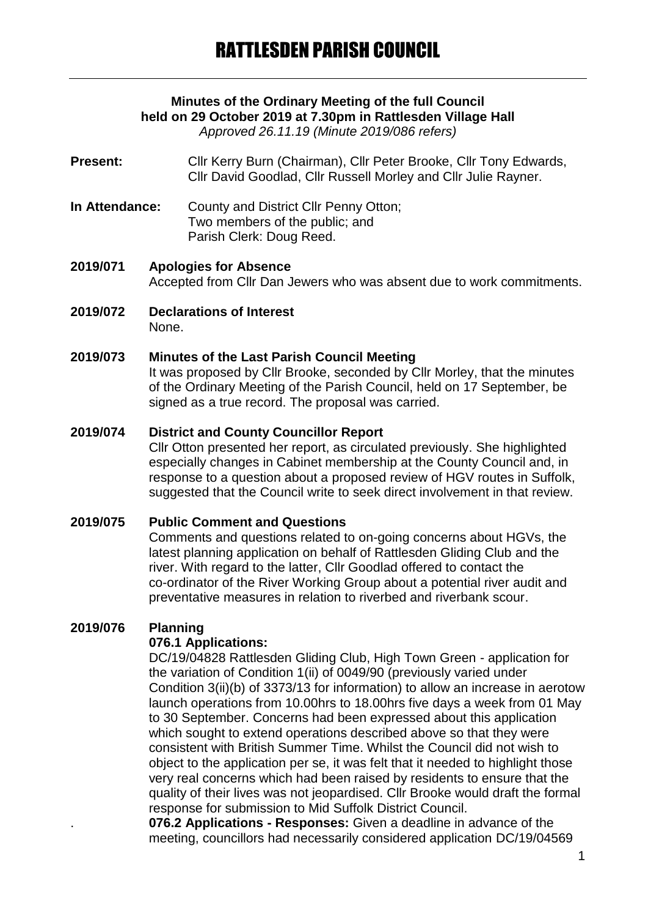# RATTLESDEN PARISH COUNCIL

**Minutes of the Ordinary Meeting of the full Council held on 29 October 2019 at 7.30pm in Rattlesden Village Hall**

*Approved 26.11.19 (Minute 2019/086 refers)*

**Present:** Cllr Kerry Burn (Chairman), Cllr Peter Brooke, Cllr Tony Edwards, Cllr David Goodlad, Cllr Russell Morley and Cllr Julie Rayner.

**In Attendance:** County and District Cllr Penny Otton; Two members of the public; and Parish Clerk: Doug Reed.

**2019/071 Apologies for Absence**

Accepted from Cllr Dan Jewers who was absent due to work commitments.

**2019/072 Declarations of Interest**

None.

**2019/073 Minutes of the Last Parish Council Meeting**

It was proposed by Cllr Brooke, seconded by Cllr Morley, that the minutes of the Ordinary Meeting of the Parish Council, held on 17 September, be signed as a true record. The proposal was carried.

**2019/074 District and County Councillor Report**

Cllr Otton presented her report, as circulated previously. She highlighted especially changes in Cabinet membership at the County Council and, in response to a question about a proposed review of HGV routes in Suffolk, suggested that the Council write to seek direct involvement in that review.

**2019/075 Public Comment and Questions**

Comments and questions related to on-going concerns about HGVs, the latest planning application on behalf of Rattlesden Gliding Club and the river. With regard to the latter, Cllr Goodlad offered to contact the co-ordinator of the River Working Group about a potential river audit and preventative measures in relation to riverbed and riverbank scour.

**2019/076 Planning**

**076.1 Applications:**

DC/19/04828 Rattlesden Gliding Club, High Town Green - application for the variation of Condition 1(ii) of 0049/90 (previously varied under Condition 3(ii)(b) of 3373/13 for information) to allow an increase in aerotow launch operations from 10.00hrs to 18.00hrs five days a week from 01 May to 30 September. Concerns had been expressed about this application which sought to extend operations described above so that they were consistent with British Summer Time. Whilst the Council did not wish to object to the application per se, it was felt that it needed to highlight those very real concerns which had been raised by residents to ensure that the quality of their lives was not jeopardised. Cllr Brooke would draft the formal response for submission to Mid Suffolk District Council.

**076.2 Applications - Responses:** Given a deadline in advance of the meeting, councillors had necessarily considered application DC/19/04569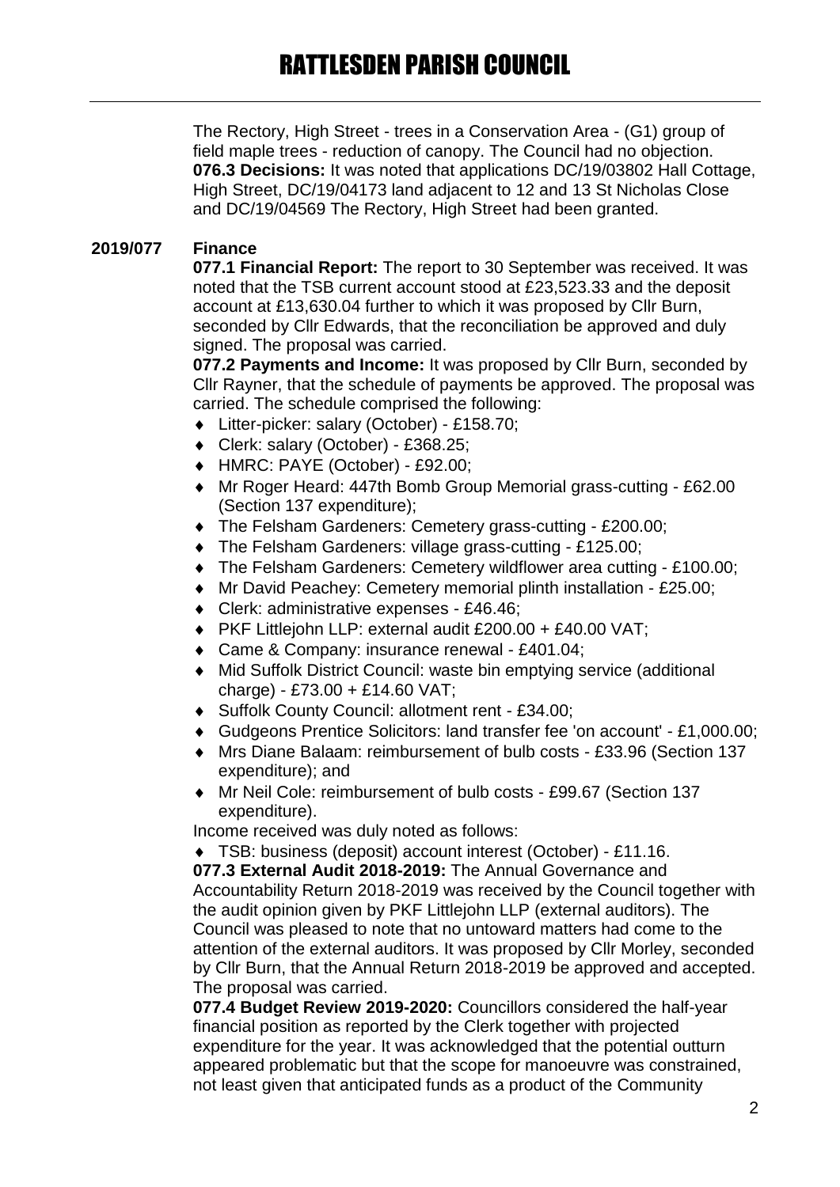The Rectory, High Street - trees in a Conservation Area - (G1) group of field maple trees - reduction of canopy. The Council had no objection.
**076.3 Decisions:** It was noted that applications DC/19/03802 Hall Cottage, High Street, DC/19/04173 land adjacent to 12 and 13 St Nicholas Close and DC/19/04569 The Rectory, High Street had been granted.

**2019/077 Finance**

**077.1 Financial Report:** The report to 30 September was received. It was noted that the TSB current account stood at £23,523.33 and the deposit account at £13,630.04 further to which it was proposed by Cllr Burn, seconded by Cllr Edwards, that the reconciliation be approved and duly signed. The proposal was carried.

**077.2 Payments and Income:** It was proposed by Cllr Burn, seconded by Cllr Rayner, that the schedule of payments be approved. The proposal was carried. The schedule comprised the following:

- Litter-picker: salary (October) - £158.70;
- Clerk: salary (October) - £368.25;
- HMRC: PAYE (October) - £92.00;
- Mr Roger Heard: 447th Bomb Group Memorial grass-cutting - £62.00 (Section 137 expenditure);
- The Felsham Gardeners: Cemetery grass-cutting - £200.00;
- The Felsham Gardeners: village grass-cutting - £125.00;
- The Felsham Gardeners: Cemetery wildflower area cutting - £100.00;
- Mr David Peachey: Cemetery memorial plinth installation - £25.00;
- Clerk: administrative expenses - £46.46;
- PKF Littlejohn LLP: external audit £200.00 + £40.00 VAT;
- Came & Company: insurance renewal - £401.04;
- Mid Suffolk District Council: waste bin emptying service (additional charge) - £73.00 + £14.60 VAT;
- Suffolk County Council: allotment rent - £34.00;
- Gudgeons Prentice Solicitors: land transfer fee 'on account' - £1,000.00;
- Mrs Diane Balaam: reimbursement of bulb costs - £33.96 (Section 137 expenditure); and
- Mr Neil Cole: reimbursement of bulb costs - £99.67 (Section 137 expenditure).

Income received was duly noted as follows:

- TSB: business (deposit) account interest (October) - £11.16.

**077.3 External Audit 2018-2019:** The Annual Governance and Accountability Return 2018-2019 was received by the Council together with the audit opinion given by PKF Littlejohn LLP (external auditors). The Council was pleased to note that no untoward matters had come to the attention of the external auditors. It was proposed by Cllr Morley, seconded by Cllr Burn, that the Annual Return 2018-2019 be approved and accepted. The proposal was carried.

**077.4 Budget Review 2019-2020:** Councillors considered the half-year financial position as reported by the Clerk together with projected expenditure for the year. It was acknowledged that the potential outturn appeared problematic but that the scope for manoeuvre was constrained, not least given that anticipated funds as a product of the Community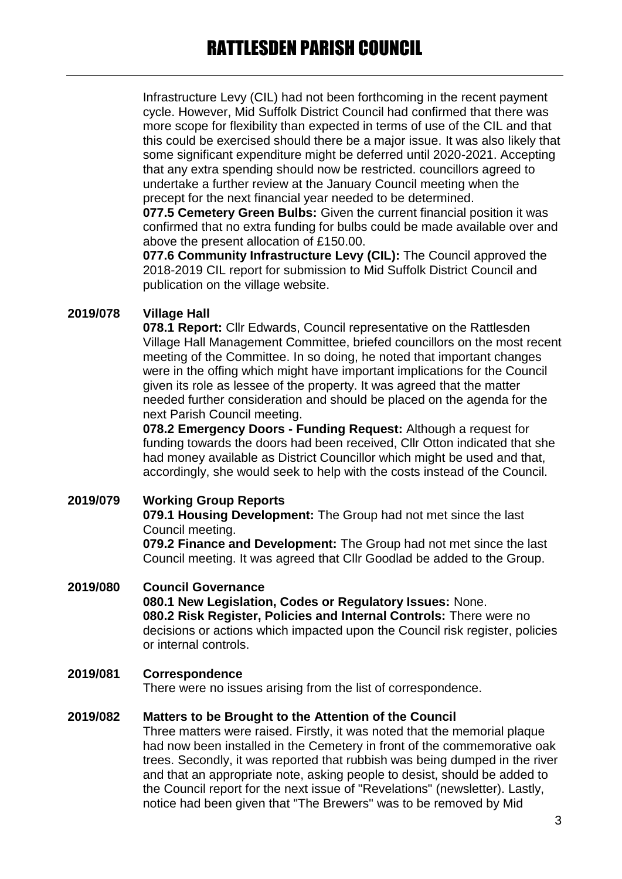Infrastructure Levy (CIL) had not been forthcoming in the recent payment cycle. However, Mid Suffolk District Council had confirmed that there was more scope for flexibility than expected in terms of use of the CIL and that this could be exercised should there be a major issue. It was also likely that some significant expenditure might be deferred until 2020-2021. Accepting that any extra spending should now be restricted. councillors agreed to undertake a further review at the January Council meeting when the precept for the next financial year needed to be determined.

**077.5 Cemetery Green Bulbs:** Given the current financial position it was confirmed that no extra funding for bulbs could be made available over and above the present allocation of £150.00.

**077.6 Community Infrastructure Levy (CIL):** The Council approved the 2018-2019 CIL report for submission to Mid Suffolk District Council and publication on the village website.

**2019/078 Village Hall**

**078.1 Report:** Cllr Edwards, Council representative on the Rattlesden Village Hall Management Committee, briefed councillors on the most recent meeting of the Committee. In so doing, he noted that important changes were in the offing which might have important implications for the Council given its role as lessee of the property. It was agreed that the matter needed further consideration and should be placed on the agenda for the next Parish Council meeting.

**078.2 Emergency Doors - Funding Request:** Although a request for funding towards the doors had been received, Cllr Otton indicated that she had money available as District Councillor which might be used and that, accordingly, she would seek to help with the costs instead of the Council.

**2019/079 Working Group Reports**

**079.1 Housing Development:** The Group had not met since the last Council meeting.

**079.2 Finance and Development:** The Group had not met since the last Council meeting. It was agreed that Cllr Goodlad be added to the Group.

**2019/080 Council Governance**

**080.1 New Legislation, Codes or Regulatory Issues:** None.

**080.2 Risk Register, Policies and Internal Controls:** There were no decisions or actions which impacted upon the Council risk register, policies or internal controls.

**2019/081 Correspondence**

There were no issues arising from the list of correspondence.

**2019/082 Matters to be Brought to the Attention of the Council**

Three matters were raised. Firstly, it was noted that the memorial plaque had now been installed in the Cemetery in front of the commemorative oak trees. Secondly, it was reported that rubbish was being dumped in the river and that an appropriate note, asking people to desist, should be added to the Council report for the next issue of "Revelations" (newsletter). Lastly, notice had been given that "The Brewers" was to be removed by Mid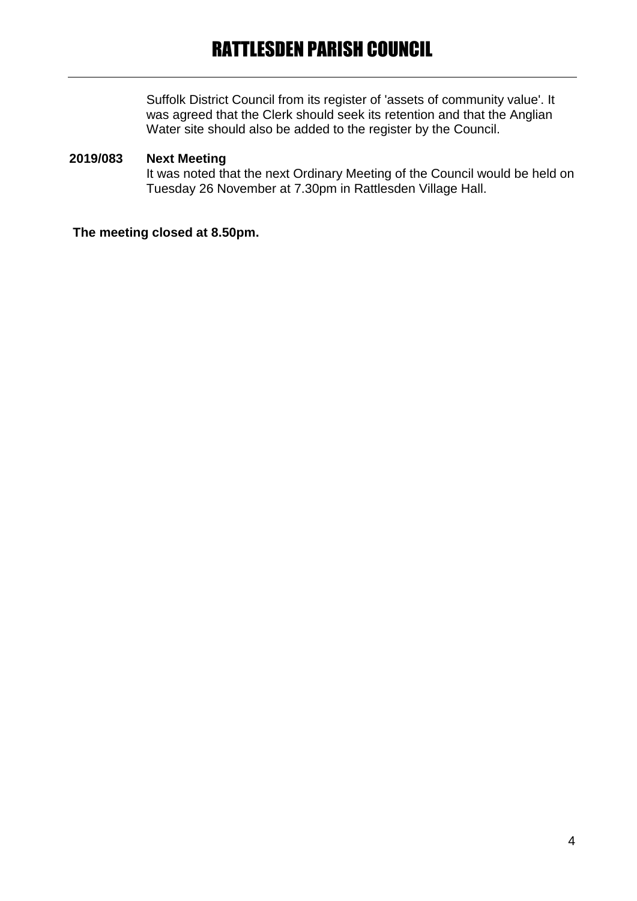Suffolk District Council from its register of 'assets of community value'. It was agreed that the Clerk should seek its retention and that the Anglian Water site should also be added to the register by the Council.

**2019/083 Next Meeting**

It was noted that the next Ordinary Meeting of the Council would be held on Tuesday 26 November at 7.30pm in Rattlesden Village Hall.

**The meeting closed at 8.50pm.**